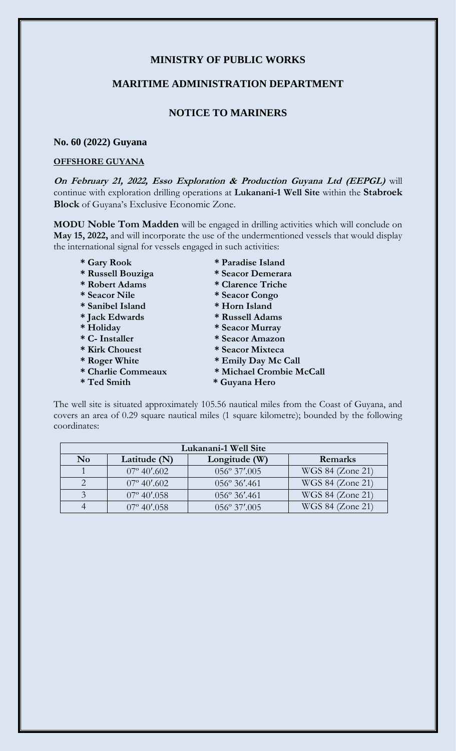# MINISTRY OF PUBLIC WORKS

## MARITIME ADMINISTRATION DEPARTMENT

## NOTICE TO MARINERS

**No. 60 (2022) Guyana**

**OFFSHORE GUYANA**

***On February 21, 2022, Esso Exploration & Production Guyana Ltd (EEPGL)*** will continue with exploration drilling operations at **Lukanani-1 Well Site** within the **Stabroek Block** of Guyana's Exclusive Economic Zone.

**MODU Noble Tom Madden** will be engaged in drilling activities which will conclude on **May 15, 2022,** and will incorporate the use of the undermentioned vessels that would display the international signal for vessels engaged in such activities:

- **Gary Rook**
- **Russell Bouziga**
- **Robert Adams**
- **Seacor Nile**
- **Sanibel Island**
- **Jack Edwards**
- **Holiday**
- **C- Installer**
- **Kirk Chouest**
- **Roger White**
- **Charlie Commeaux**
- **Ted Smith**
- **Paradise Island**
- **Seacor Demerara**
- **Clarence Triche**
- **Seacor Congo**
- **Horn Island**
- **Russell Adams**
- **Seacor Murray**
- **Seacor Amazon**
- **Seacor Mixteca**
- **Emily Day Mc Call**
- **Michael Crombie McCall**
- **Guyana Hero**

The well site is situated approximately 105.56 nautical miles from the Coast of Guyana, and covers an area of 0.29 square nautical miles (1 square kilometre); bounded by the following coordinates:

| Lukanani-1 Well Site | | | |
|---|---|---|---|
| **No** | **Latitude (N)** | **Longitude (W)** | **Remarks** |
| 1 | 07º 40′.602 | 056º 37′.005 | WGS 84 (Zone 21) |
| 2 | 07º 40′.602 | 056º 36′.461 | WGS 84 (Zone 21) |
| 3 | 07º 40′.058 | 056º 36′.461 | WGS 84 (Zone 21) |
| 4 | 07º 40′.058 | 056º 37′.005 | WGS 84 (Zone 21) |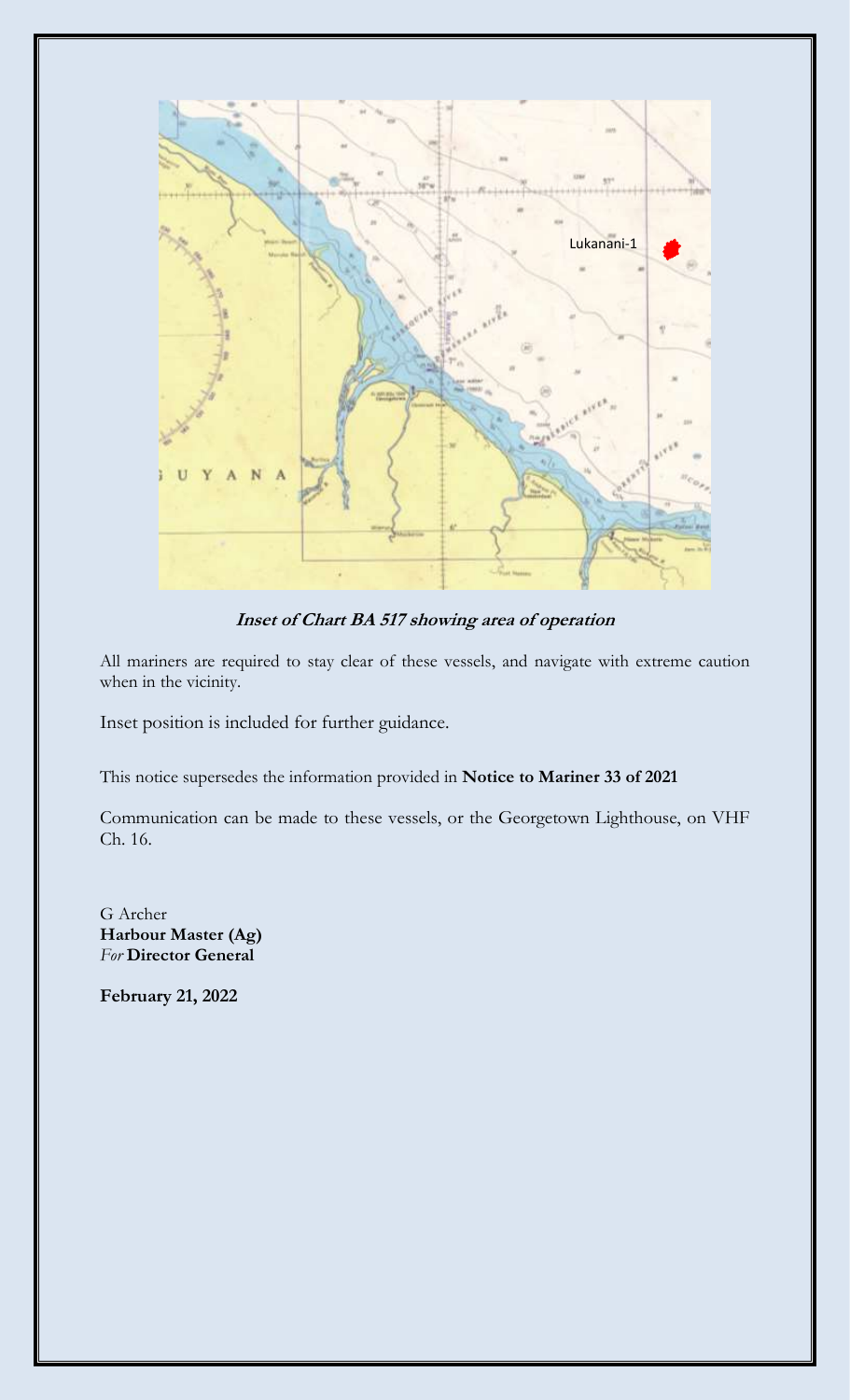Lukanani-1

***Inset of Chart BA 517 showing area of operation***

All mariners are required to stay clear of these vessels, and navigate with extreme caution when in the vicinity.

Inset position is included for further guidance.

This notice supersedes the information provided in **Notice to Mariner 33 of 2021**

Communication can be made to these vessels, or the Georgetown Lighthouse, on VHF Ch. 16.

G Archer
**Harbour Master (Ag)**
*For* **Director General**

**February 21, 2022**